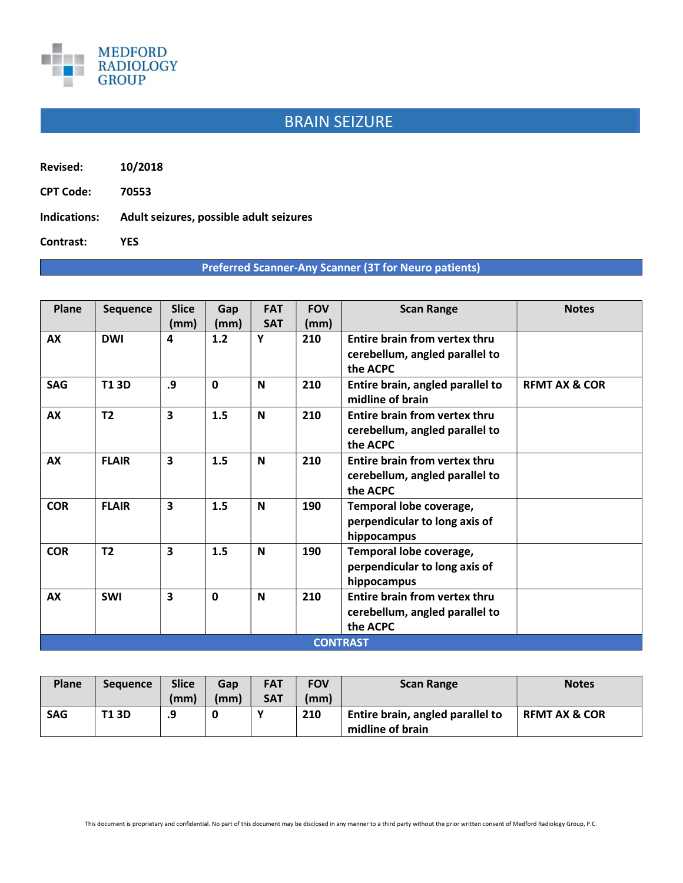MEDFORD RADIOLOGY GROUP

# BRAIN SEIZURE

**Revised:** 10/2018

**CPT Code:** 70553

**Indications:** Adult seizures, possible adult seizures

**Contrast:** YES

**Preferred Scanner-Any Scanner (3T for Neuro patients)**

| Plane | Sequence | Slice (mm) | Gap (mm) | FAT SAT | FOV (mm) | Scan Range | Notes |
|---|---|---|---|---|---|---|---|
| AX | DWI | 4 | 1.2 | Y | 210 | Entire brain from vertex thru cerebellum, angled parallel to the ACPC | |
| SAG | T1 3D | .9 | 0 | N | 210 | Entire brain, angled parallel to midline of brain | RFMT AX & COR |
| AX | T2 | 3 | 1.5 | N | 210 | Entire brain from vertex thru cerebellum, angled parallel to the ACPC | |
| AX | FLAIR | 3 | 1.5 | N | 210 | Entire brain from vertex thru cerebellum, angled parallel to the ACPC | |
| COR | FLAIR | 3 | 1.5 | N | 190 | Temporal lobe coverage, perpendicular to long axis of hippocampus | |
| COR | T2 | 3 | 1.5 | N | 190 | Temporal lobe coverage, perpendicular to long axis of hippocampus | |
| AX | SWI | 3 | 0 | N | 210 | Entire brain from vertex thru cerebellum, angled parallel to the ACPC | |

**CONTRAST**

| Plane | Sequence | Slice (mm) | Gap (mm) | FAT SAT | FOV (mm) | Scan Range | Notes |
|---|---|---|---|---|---|---|---|
| SAG | T1 3D | .9 | 0 | Y | 210 | Entire brain, angled parallel to midline of brain | RFMT AX & COR |

This document is proprietary and confidential. No part of this document may be disclosed in any manner to a third party without the prior written consent of Medford Radiology Group, P.C.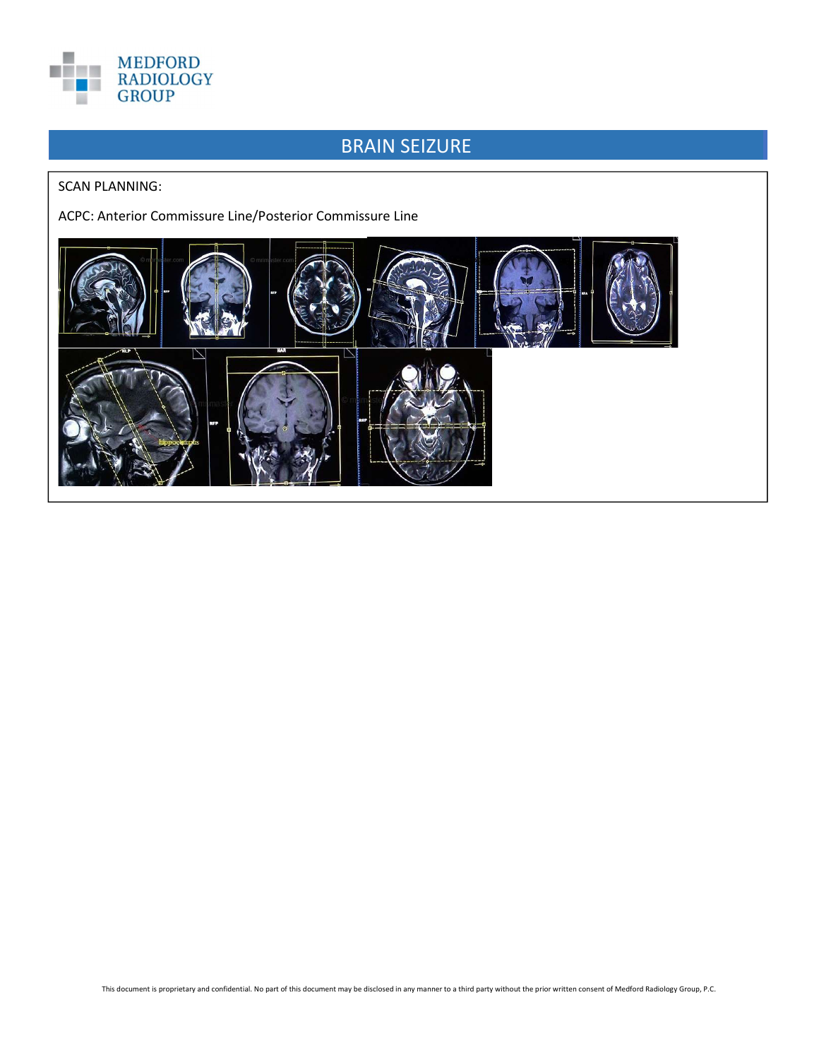# BRAIN SEIZURE

SCAN PLANNING:

ACPC: Anterior Commissure Line/Posterior Commissure Line